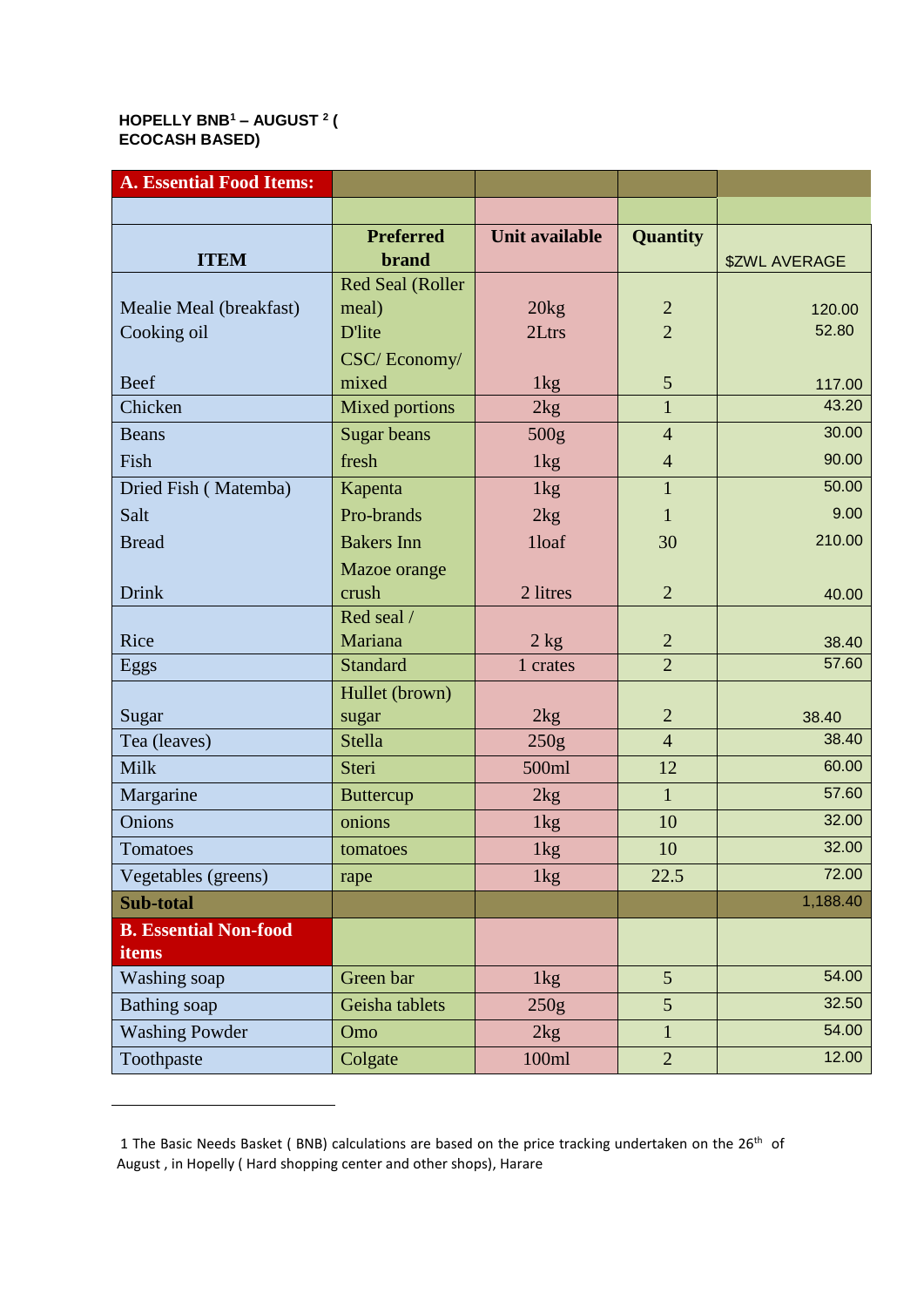**HOPELLY BNB[1] – AUGUST [2] ( ECOCASH BASED)**

| A. Essential Food Items: | | | | |
|---|---|---|---|---|
| | | | | |
| **ITEM** | **Preferred brand** | **Unit available** | **Quantity** | $ZWL AVERAGE |
| Mealie Meal (breakfast) | Red Seal (Roller meal) | 20kg | 2 | 120.00 |
| Cooking oil | D'lite | 2Ltrs | 2 | 52.80 |
| Beef | CSC/ Economy/ mixed | 1kg | 5 | 117.00 |
| Chicken | Mixed portions | 2kg | 1 | 43.20 |
| Beans | Sugar beans | 500g | 4 | 30.00 |
| Fish | fresh | 1kg | 4 | 90.00 |
| Dried Fish ( Matemba) | Kapenta | 1kg | 1 | 50.00 |
| Salt | Pro-brands | 2kg | 1 | 9.00 |
| Bread | Bakers Inn | 1loaf | 30 | 210.00 |
| Drink | Mazoe orange crush | 2 litres | 2 | 40.00 |
| Rice | Red seal / Mariana | 2 kg | 2 | 38.40 |
| Eggs | Standard | 1 crates | 2 | 57.60 |
| Sugar | Hullet (brown) sugar | 2kg | 2 | 38.40 |
| Tea (leaves) | Stella | 250g | 4 | 38.40 |
| Milk | Steri | 500ml | 12 | 60.00 |
| Margarine | Buttercup | 2kg | 1 | 57.60 |
| Onions | onions | 1kg | 10 | 32.00 |
| Tomatoes | tomatoes | 1kg | 10 | 32.00 |
| Vegetables (greens) | rape | 1kg | 22.5 | 72.00 |
| **Sub-total** | | | | 1,188.40 |
| **B. Essential Non-food items** | | | | |
| Washing soap | Green bar | 1kg | 5 | 54.00 |
| Bathing soap | Geisha tablets | 250g | 5 | 32.50 |
| Washing Powder | Omo | 2kg | 1 | 54.00 |
| Toothpaste | Colgate | 100ml | 2 | 12.00 |

1 The Basic Needs Basket ( BNB) calculations are based on the price tracking undertaken on the 26th of August , in Hopelly ( Hard shopping center and other shops), Harare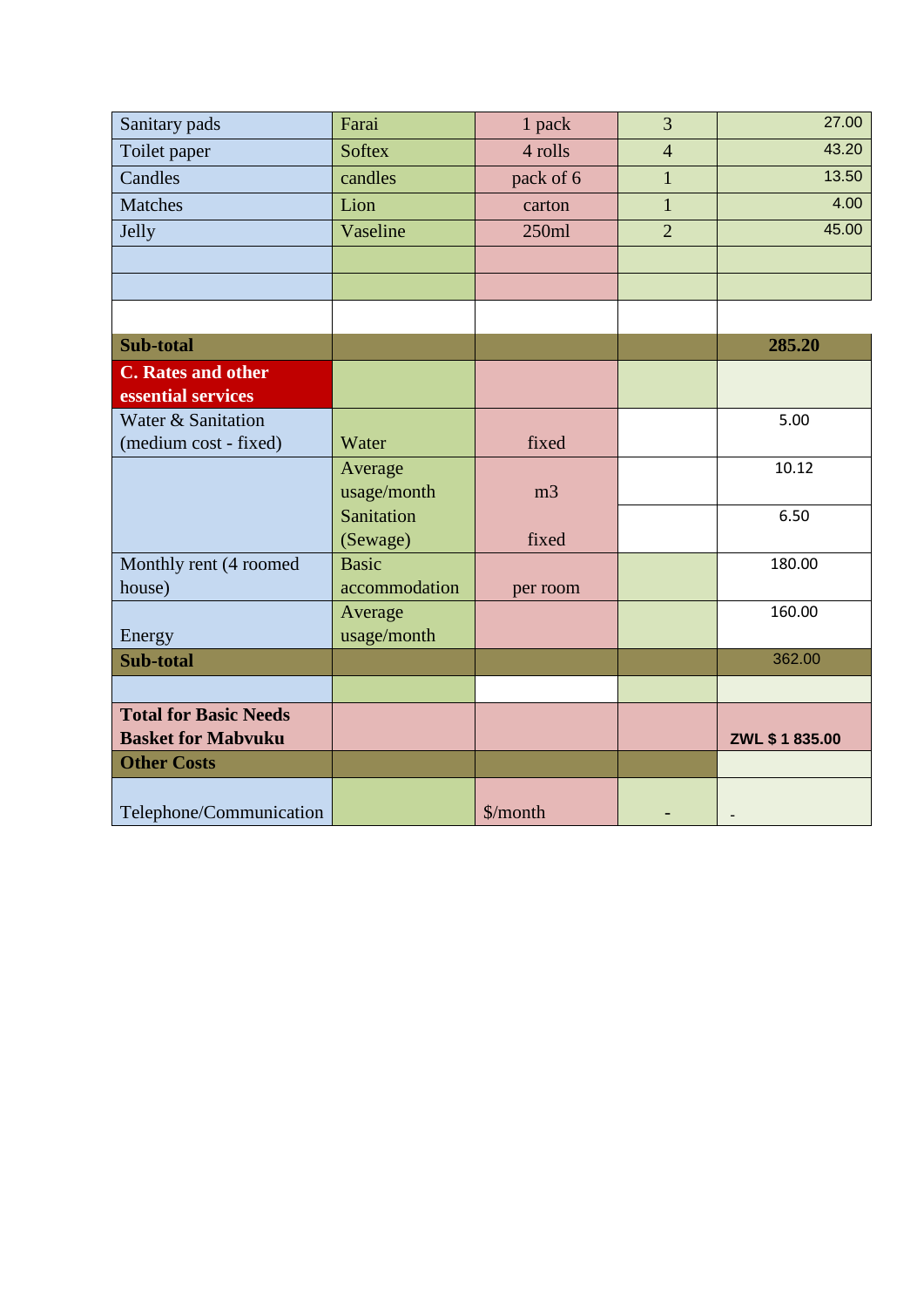| | | | | |
|---|---|---|---|---|
| Sanitary pads | Farai | 1 pack | 3 | 27.00 |
| Toilet paper | Softex | 4 rolls | 4 | 43.20 |
| Candles | candles | pack of 6 | 1 | 13.50 |
| Matches | Lion | carton | 1 | 4.00 |
| Jelly | Vaseline | 250ml | 2 | 45.00 |
| | | | | |
| | | | | |
| | | | | |
| **Sub-total** | | | | **285.20** |
| **C. Rates and other essential services** | | | | |
| Water & Sanitation (medium cost - fixed) | Water | fixed | | 5.00 |
| | Average usage/month | m3 | | 10.12 |
| | Sanitation (Sewage) | fixed | | 6.50 |
| Monthly rent (4 roomed house) | Basic accommodation | per room | | 180.00 |
| Energy | Average usage/month | | | 160.00 |
| **Sub-total** | | | | 362.00 |
| | | | | |
| **Total for Basic Needs Basket for Mabvuku** | | | | **ZWL $ 1 835.00** |
| **Other Costs** | | | | |
| Telephone/Communication | | $/month | - | - |